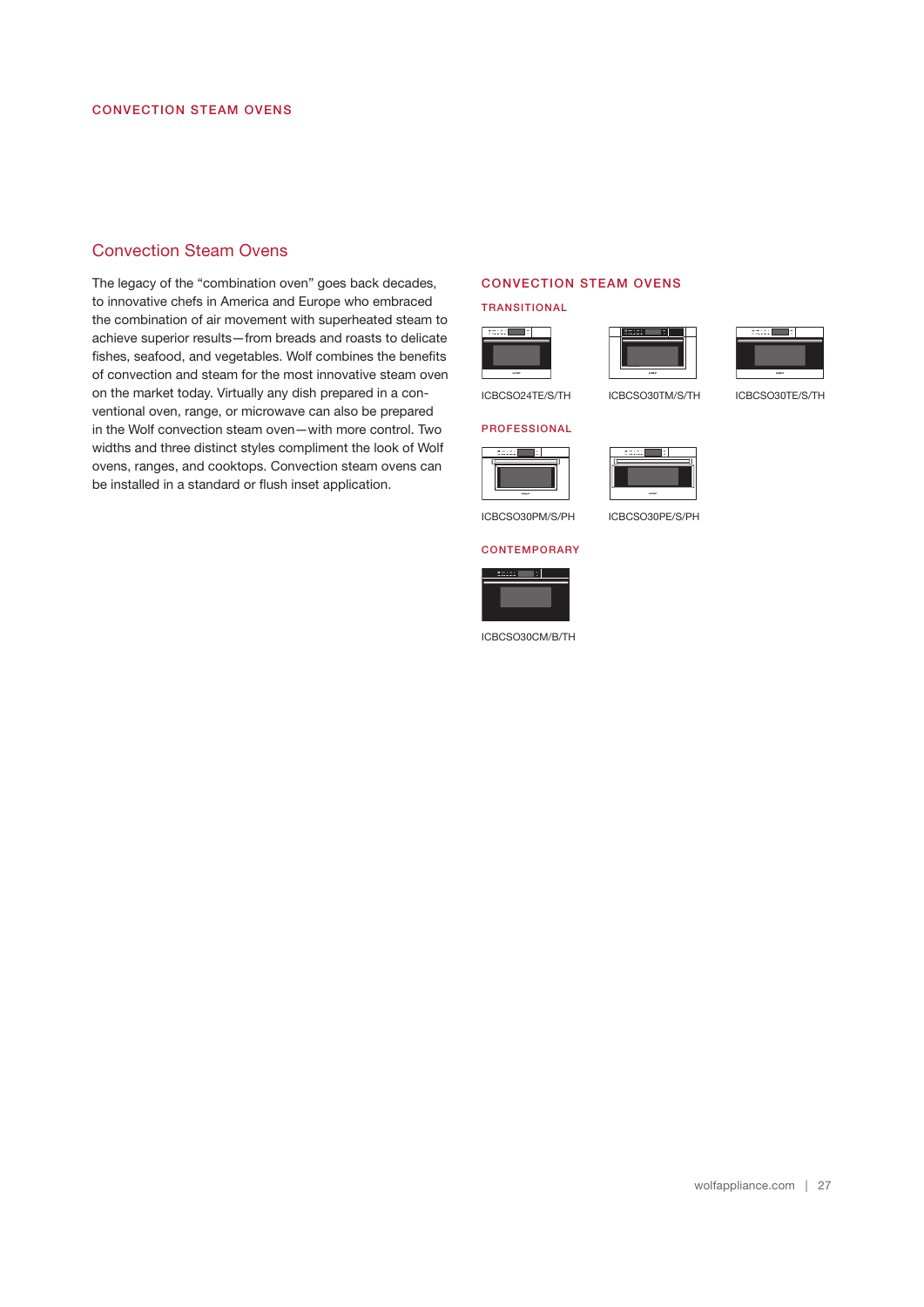CONVECTION STEAM OVENS

## Convection Steam Ovens

The legacy of the "combination oven" goes back decades, to innovative chefs in America and Europe who embraced the combination of air movement with superheated steam to achieve superior results—from breads and roasts to delicate fishes, seafood, and vegetables. Wolf combines the benefits of convection and steam for the most innovative steam oven on the market today. Virtually any dish prepared in a conventional oven, range, or microwave can also be prepared in the Wolf convection steam oven—with more control. Two widths and three distinct styles compliment the look of Wolf ovens, ranges, and cooktops. Convection steam ovens can be installed in a standard or flush inset application.

### CONVECTION STEAM OVENS

#### TRANSITIONAL

ICBCSO24TE/S/TH

ICBCSO30TM/S/TH

ICBCSO30TE/S/TH

#### PROFESSIONAL

ICBCSO30PM/S/PH

ICBCSO30PE/S/PH

#### CONTEMPORARY

ICBCSO30CM/B/TH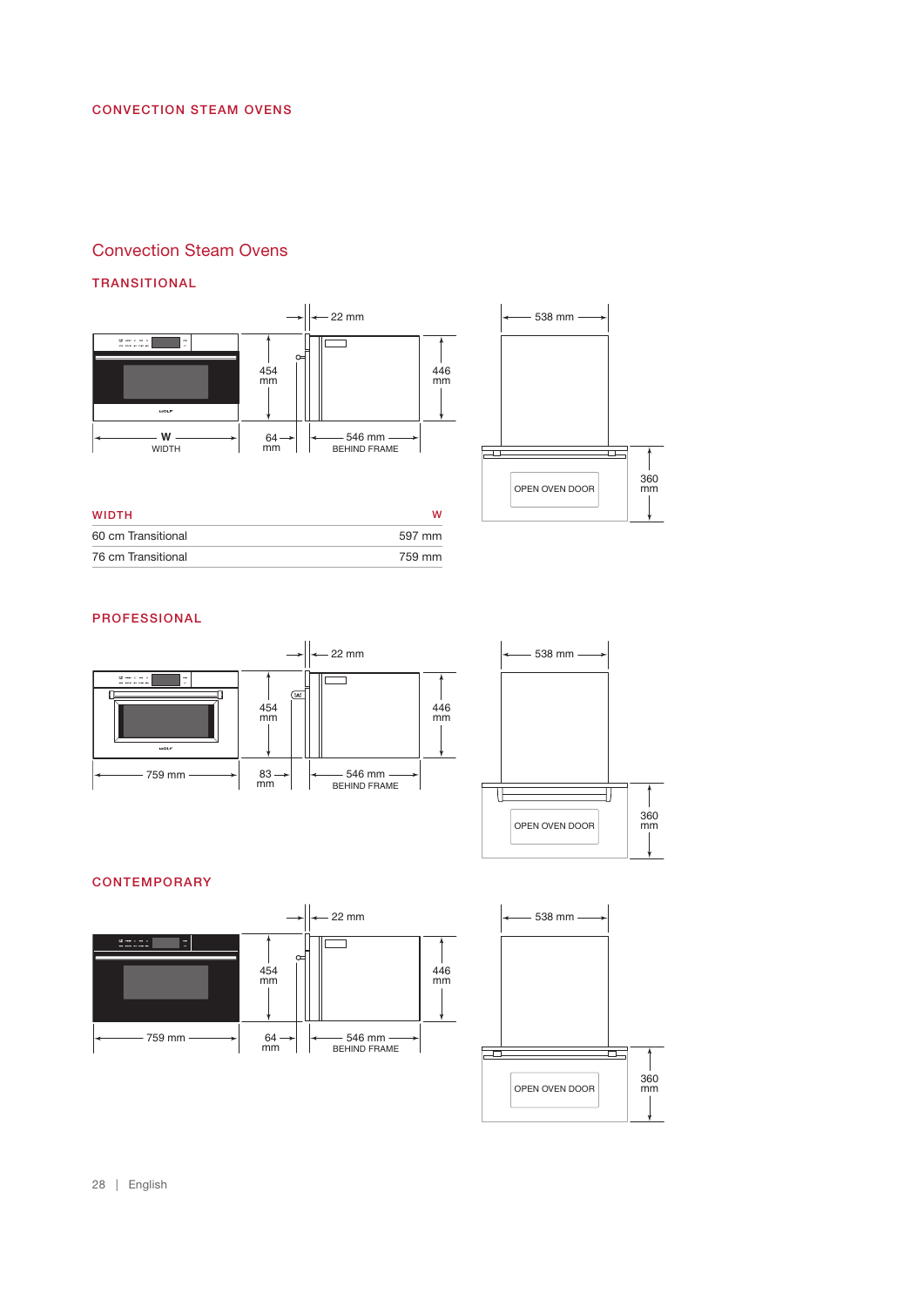# Convection Steam Ovens

## TRANSITIONAL

22 mm

454 mm

446 mm

W
WIDTH

64 mm

546 mm
BEHIND FRAME

538 mm

OPEN OVEN DOOR

360 mm

| WIDTH | W |
|---|---|
| 60 cm Transitional | 597 mm |
| 76 cm Transitional | 759 mm |

## PROFESSIONAL

22 mm

454 mm

446 mm

759 mm

83 mm

546 mm
BEHIND FRAME

538 mm

OPEN OVEN DOOR

360 mm

## CONTEMPORARY

22 mm

454 mm

446 mm

759 mm

64 mm

546 mm
BEHIND FRAME

538 mm

OPEN OVEN DOOR

360 mm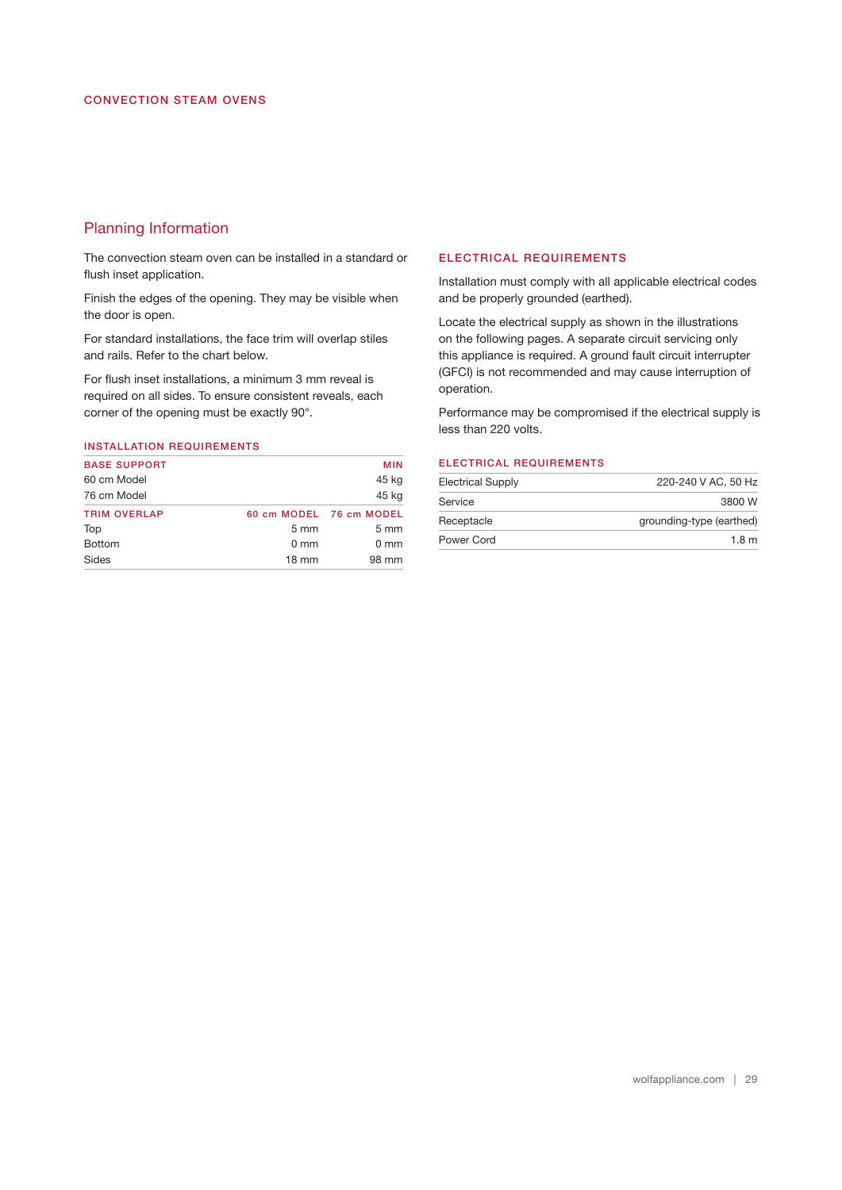CONVECTION STEAM OVENS

## Planning Information

The convection steam oven can be installed in a standard or flush inset application.

Finish the edges of the opening. They may be visible when the door is open.

For standard installations, the face trim will overlap stiles and rails. Refer to the chart below.

For flush inset installations, a minimum 3 mm reveal is required on all sides. To ensure consistent reveals, each corner of the opening must be exactly 90°.

### INSTALLATION REQUIREMENTS

| BASE SUPPORT | | MIN |
|---|---|---|
| 60 cm Model | | 45 kg |
| 76 cm Model | | 45 kg |
| **TRIM OVERLAP** | **60 cm MODEL** | **76 cm MODEL** |
| Top | 5 mm | 5 mm |
| Bottom | 0 mm | 0 mm |
| Sides | 18 mm | 98 mm |

### ELECTRICAL REQUIREMENTS

Installation must comply with all applicable electrical codes and be properly grounded (earthed).

Locate the electrical supply as shown in the illustrations on the following pages. A separate circuit servicing only this appliance is required. A ground fault circuit interrupter (GFCI) is not recommended and may cause interruption of operation.

Performance may be compromised if the electrical supply is less than 220 volts.

### ELECTRICAL REQUIREMENTS

| | |
|---|---|
| Electrical Supply | 220-240 V AC, 50 Hz |
| Service | 3800 W |
| Receptacle | grounding-type (earthed) |
| Power Cord | 1.8 m |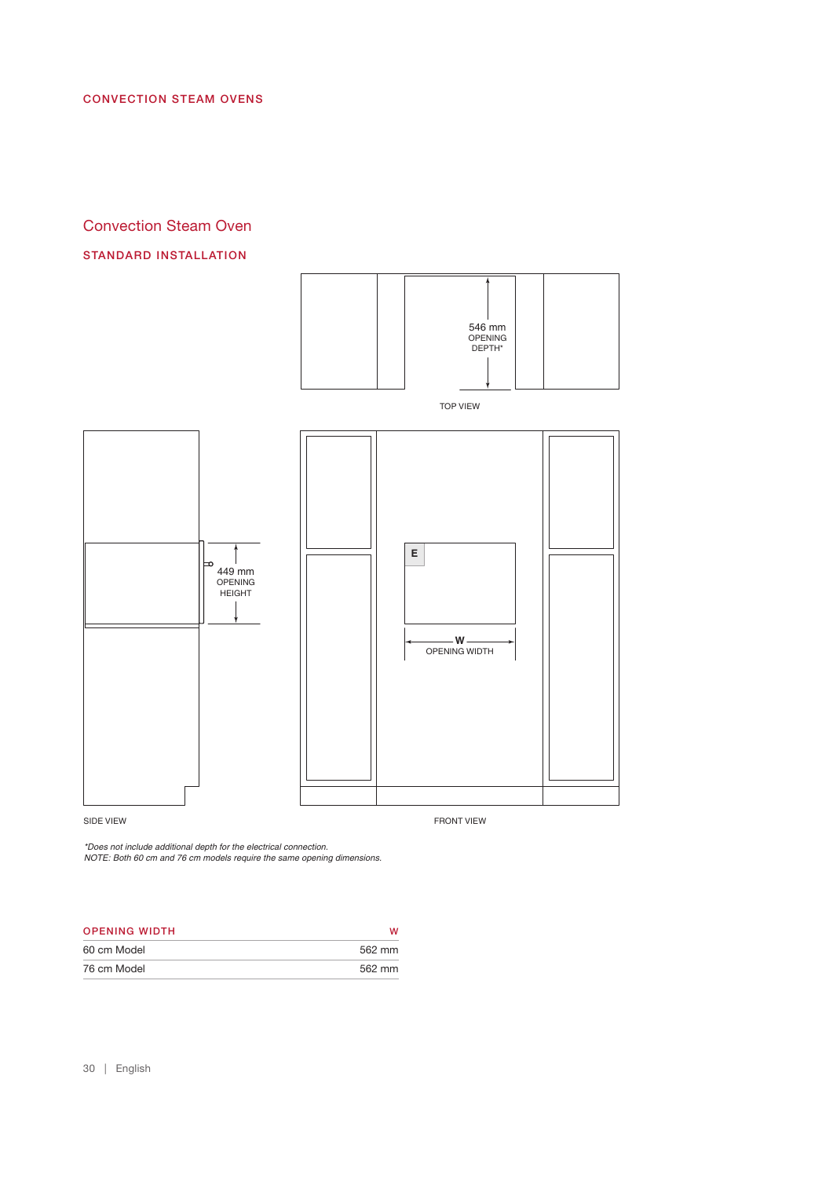## CONVECTION STEAM OVENS

# Convection Steam Oven

### STANDARD INSTALLATION

546 mm OPENING DEPTH*

TOP VIEW

449 mm OPENING HEIGHT

E

W OPENING WIDTH

SIDE VIEW

FRONT VIEW

*\*Does not include additional depth for the electrical connection.*
*NOTE: Both 60 cm and 76 cm models require the same opening dimensions.*

| OPENING WIDTH | W |
|---|---|
| 60 cm Model | 562 mm |
| 76 cm Model | 562 mm |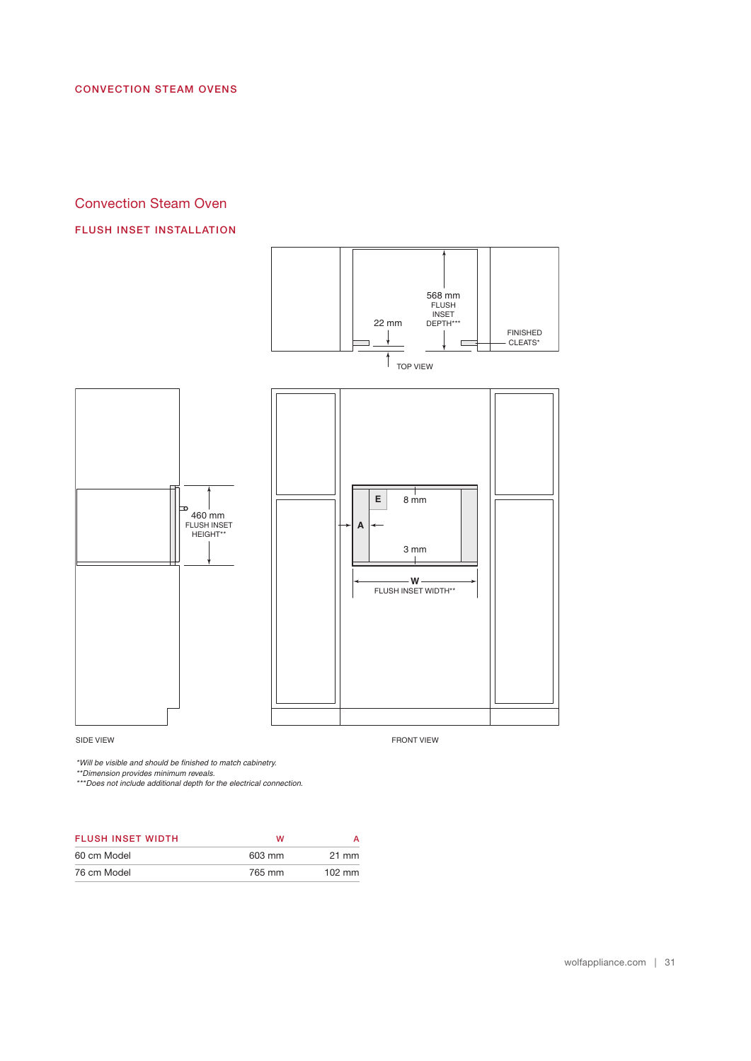CONVECTION STEAM OVENS

## Convection Steam Oven

### FLUSH INSET INSTALLATION

568 mm
FLUSH
INSET
DEPTH***

22 mm

FINISHED
CLEATS*

TOP VIEW

460 mm
FLUSH INSET
HEIGHT**

E

8 mm

A

3 mm

W
FLUSH INSET WIDTH**

SIDE VIEW

FRONT VIEW

*\*Will be visible and should be finished to match cabinetry.*
*\*\*Dimension provides minimum reveals.*
*\*\*\*Does not include additional depth for the electrical connection.*

| FLUSH INSET WIDTH | W | A |
|---|---|---|
| 60 cm Model | 603 mm | 21 mm |
| 76 cm Model | 765 mm | 102 mm |